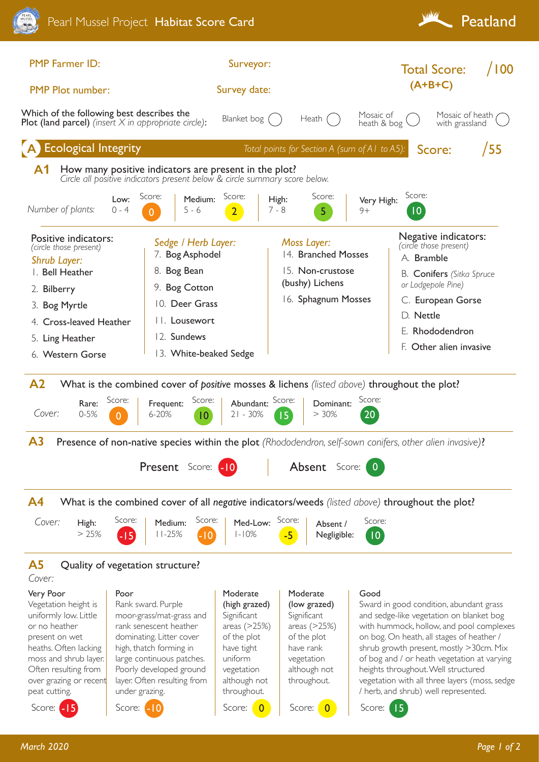# Pearl Mussel Project **Habitat Score Card** — Peatland

PMP Farmer ID:

PMP Plot number:

Surveyor:

Survey date:

**Total Score: /100 (A+B+C)**

Which of the following best describes the **Plot (land parcel)** *(insert X in appropriate circle)*:

Blanket bog ◯ Heath ◯ Mosaic of heath & bog ◯ Mosaic of heath with grassland ◯

## A Ecological Integrity

*Total points for Section A (sum of A1 to A5):* **Score: /55**

### A1 How many positive indicators are present in the plot?

*Circle all positive indicators present below & circle summary score below.*

| *Number of plants:* | Low: 0 - 4 | Score: 0 | Medium: 5 - 6 | Score: 2 | High: 7 - 8 | Score: 5 | Very High: 9+ | Score: 10 |
|---|---|---|---|---|---|---|---|---|

**Positive indicators:** *(circle those present)*

*Shrub Layer:*
1. Bell Heather
2. Bilberry
3. Bog Myrtle
4. Cross-leaved Heather
5. Ling Heather
6. Western Gorse

*Sedge / Herb Layer:*

7. Bog Asphodel
8. Bog Bean
9. Bog Cotton
10. Deer Grass
11. Lousewort
12. Sundews
13. White-beaked Sedge

*Moss Layer:*

14. Branched Mosses
15. Non-crustose (bushy) Lichens
16. Sphagnum Mosses

**Negative indicators:** *(circle those present)*

A. Bramble
B. Conifers *(Sitka Spruce or Lodgepole Pine)*
C. European Gorse
D. Nettle
E. Rhododendron
F. Other alien invasive

### A2 What is the combined cover of *positive* mosses & lichens *(listed above)* throughout the plot?

| *Cover:* | Rare: 0-5% | Score: 0 | Frequent: 6-20% | Score: 10 | Abundant: 21 - 30% | Score: 15 | Dominant: > 30% | Score: 20 |
|---|---|---|---|---|---|---|---|---|

### A3 Presence of non-native species within the plot *(Rhododendron, self-sown conifers, other alien invasive)*?

| Present | Score: -10 | Absent | Score: 0 |
|---|---|---|---|

### A4 What is the combined cover of all *negative* indicators/weeds *(listed above)* throughout the plot?

| *Cover:* | High: > 25% | Score: -15 | Medium: 11-25% | Score: -10 | Med-Low: 1-10% | Score: -5 | Absent / Negligible: | Score: 10 |
|---|---|---|---|---|---|---|---|---|

### A5 Quality of vegetation structure?

*Cover:*

| Very Poor | Poor | Moderate (high grazed) | Moderate (low grazed) | Good |
|---|---|---|---|---|
| Vegetation height is uniformly low. Little or no heather present on wet heaths. Often lacking moss and shrub layer. Often resulting from over grazing or recent peat cutting. | Rank sward. Purple moor-grass/mat-grass and rank senescent heather dominating. Litter cover high, thatch forming in large continuous patches. Poorly developed ground layer. Often resulting from under grazing. | Significant areas (>25%) of the plot have tight uniform vegetation although not throughout. | Significant areas (>25%) of the plot have rank vegetation although not throughout. | Sward in good condition, abundant grass and sedge-like vegetation on blanket bog with hummock, hollow, and pool complexes on bog. On heath, all stages of heather / shrub growth present, mostly >30cm. Mix of bog and / or heath vegetation at varying heights throughout. Well structured vegetation with all three layers (moss, sedge / herb, and shrub) well represented. |
| Score: -15 | Score: -10 | Score: 0 | Score: 0 | Score: 15 |

*March 2020*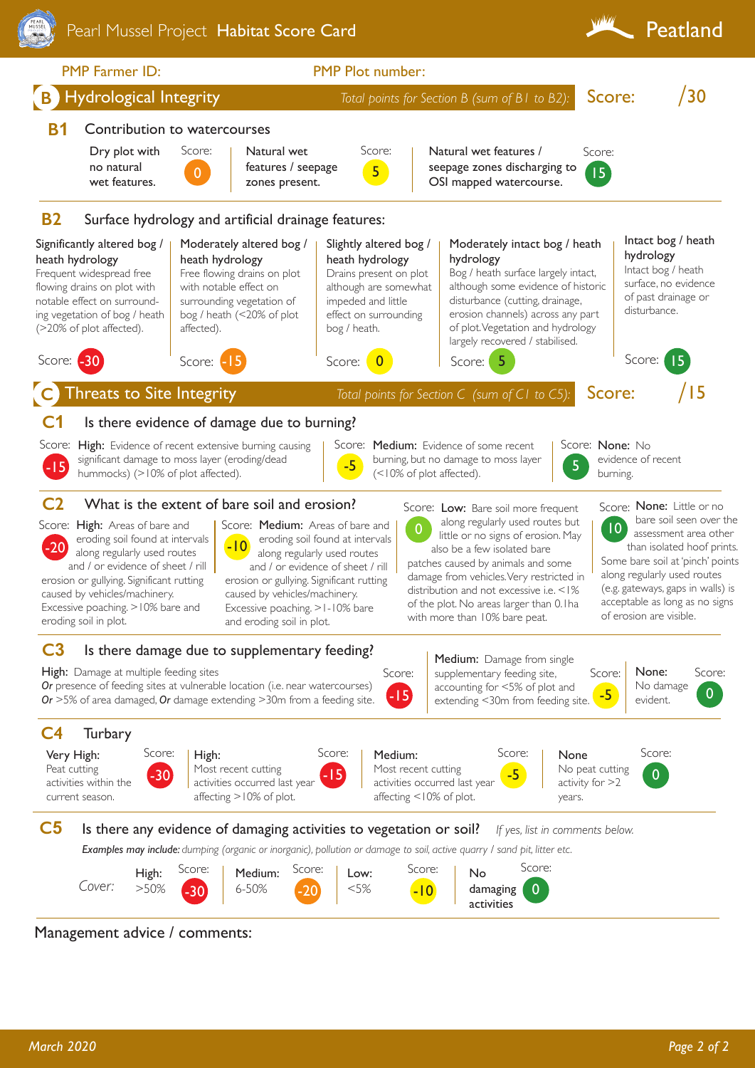# Pearl Mussel Project **Habitat Score Card** — Peatland

PMP Farmer ID: PMP Plot number:

## B Hydrological Integrity

*Total points for Section B (sum of B1 to B2):* Score: /30

### B1 Contribution to watercourses

| Description | Score |
|---|---|
| Dry plot with no natural wet features. | 0 |
| Natural wet features / seepage zones present. | 5 |
| Natural wet features / seepage zones discharging to OSI mapped watercourse. | 15 |

### B2 Surface hydrology and artificial drainage features:

| Description | Score |
|---|---|
| **Significantly altered bog / heath hydrology** Frequent widespread free flowing drains on plot with notable effect on surrounding vegetation of bog / heath (>20% of plot affected). | -30 |
| **Moderately altered bog / heath hydrology** Free flowing drains on plot with notable effect on surrounding vegetation of bog / heath (<20% of plot affected). | -15 |
| **Slightly altered bog / heath hydrology** Drains present on plot although are somewhat impeded and little effect on surrounding bog / heath. | 0 |
| **Moderately intact bog / heath hydrology** Bog / heath surface largely intact, although some evidence of historic disturbance (cutting, drainage, erosion channels) across any part of plot. Vegetation and hydrology largely recovered / stabilised. | 5 |
| **Intact bog / heath hydrology** Intact bog / heath surface, no evidence of past drainage or disturbance. | 15 |

## C Threats to Site Integrity

*Total points for Section C (sum of C1 to C5):* Score: /15

### C1 Is there evidence of damage due to burning?

| Description | Score |
|---|---|
| **High:** Evidence of recent extensive burning causing significant damage to moss layer (eroding/dead hummocks) (>10% of plot affected). | -15 |
| **Medium:** Evidence of some recent burning, but no damage to moss layer (<10% of plot affected). | -5 |
| **None:** No evidence of recent burning. | 5 |

### C2 What is the extent of bare soil and erosion?

| Description | Score |
|---|---|
| **High:** Areas of bare and eroding soil found at intervals along regularly used routes and / or evidence of sheet / rill erosion or gullying. Significant rutting caused by vehicles/machinery. Excessive poaching. >10% bare and eroding soil in plot. | -20 |
| **Medium:** Areas of bare and eroding soil found at intervals along regularly used routes and / or evidence of sheet / rill erosion or gullying. Significant rutting caused by vehicles/machinery. Excessive poaching. >1-10% bare and eroding soil in plot. | -10 |
| **Low:** Bare soil more frequent along regularly used routes but little or no signs of erosion. May also be a few isolated bare patches caused by animals and some damage from vehicles. Very restricted in distribution and not excessive i.e. <1% of the plot. No areas larger than 0.1ha with more than 10% bare peat. | 0 |
| **None:** Little or no bare soil seen over the assessment area other than isolated hoof prints. Some bare soil at 'pinch' points along regularly used routes (e.g. gateways, gaps in walls) is acceptable as long as no signs of erosion are visible. | 10 |

### C3 Is there damage due to supplementary feeding?

| Description | Score |
|---|---|
| **High:** Damage at multiple feeding sites *Or* presence of feeding sites at vulnerable location (i.e. near watercourses) *Or* >5% of area damaged, *Or* damage extending >30m from a feeding site. | -15 |
| **Medium:** Damage from single supplementary feeding site, accounting for <5% of plot and extending <30m from feeding site. | -5 |
| **None:** No damage evident. | 0 |

### C4 Turbary

| Description | Score |
|---|---|
| **Very High:** Peat cutting activities within the current season. | -30 |
| **High:** Most recent cutting activities occurred last year affecting >10% of plot. | -15 |
| **Medium:** Most recent cutting activities occurred last year affecting <10% of plot. | -5 |
| **None** No peat cutting activity for >2 years. | 0 |

### C5 Is there any evidence of damaging activities to vegetation or soil?

*If yes, list in comments below.*

***Examples may include:*** *dumping (organic or inorganic), pollution or damage to soil, active quarry / sand pit, litter etc.*

| *Cover:* | Score |
|---|---|
| **High:** >50% | -30 |
| **Medium:** 6-50% | -20 |
| **Low:** <5% | -10 |
| **No damaging activities** | 0 |

Management advice / comments:

*March 2020*